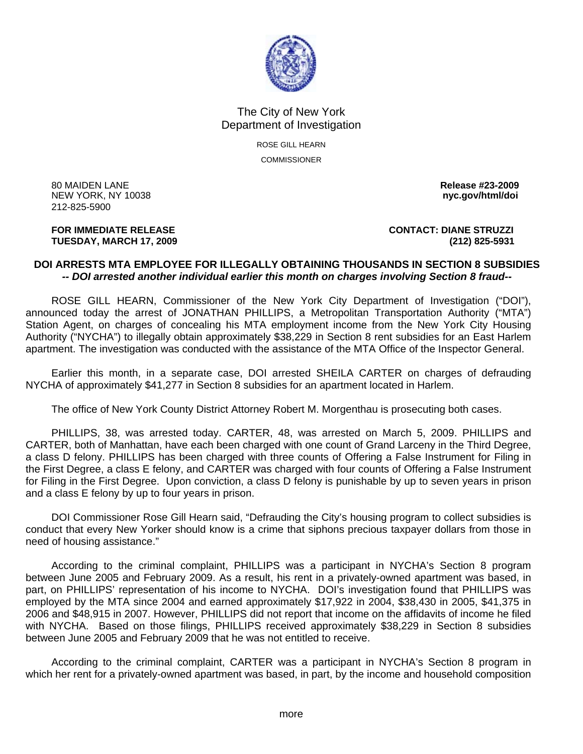The City of New York
Department of Investigation

ROSE GILL HEARN
COMMISSIONER

80 MAIDEN LANE
NEW YORK, NY 10038
212-825-5900

**Release #23-2009**
**nyc.gov/html/doi**

**FOR IMMEDIATE RELEASE**
**TUESDAY, MARCH 17, 2009**

**CONTACT: DIANE STRUZZI**
**(212) 825-5931**

## DOI ARRESTS MTA EMPLOYEE FOR ILLEGALLY OBTAINING THOUSANDS IN SECTION 8 SUBSIDIES

***-- DOI arrested another individual earlier this month on charges involving Section 8 fraud--***

ROSE GILL HEARN, Commissioner of the New York City Department of Investigation ("DOI"), announced today the arrest of JONATHAN PHILLIPS, a Metropolitan Transportation Authority ("MTA") Station Agent, on charges of concealing his MTA employment income from the New York City Housing Authority ("NYCHA") to illegally obtain approximately $38,229 in Section 8 rent subsidies for an East Harlem apartment. The investigation was conducted with the assistance of the MTA Office of the Inspector General.

Earlier this month, in a separate case, DOI arrested SHEILA CARTER on charges of defrauding NYCHA of approximately $41,277 in Section 8 subsidies for an apartment located in Harlem.

The office of New York County District Attorney Robert M. Morgenthau is prosecuting both cases.

PHILLIPS, 38, was arrested today. CARTER, 48, was arrested on March 5, 2009. PHILLIPS and CARTER, both of Manhattan, have each been charged with one count of Grand Larceny in the Third Degree, a class D felony. PHILLIPS has been charged with three counts of Offering a False Instrument for Filing in the First Degree, a class E felony, and CARTER was charged with four counts of Offering a False Instrument for Filing in the First Degree. Upon conviction, a class D felony is punishable by up to seven years in prison and a class E felony by up to four years in prison.

DOI Commissioner Rose Gill Hearn said, "Defrauding the City's housing program to collect subsidies is conduct that every New Yorker should know is a crime that siphons precious taxpayer dollars from those in need of housing assistance."

According to the criminal complaint, PHILLIPS was a participant in NYCHA's Section 8 program between June 2005 and February 2009. As a result, his rent in a privately-owned apartment was based, in part, on PHILLIPS' representation of his income to NYCHA. DOI's investigation found that PHILLIPS was employed by the MTA since 2004 and earned approximately $17,922 in 2004, $38,430 in 2005, $41,375 in 2006 and $48,915 in 2007. However, PHILLIPS did not report that income on the affidavits of income he filed with NYCHA. Based on those filings, PHILLIPS received approximately $38,229 in Section 8 subsidies between June 2005 and February 2009 that he was not entitled to receive.

According to the criminal complaint, CARTER was a participant in NYCHA's Section 8 program in which her rent for a privately-owned apartment was based, in part, by the income and household composition

more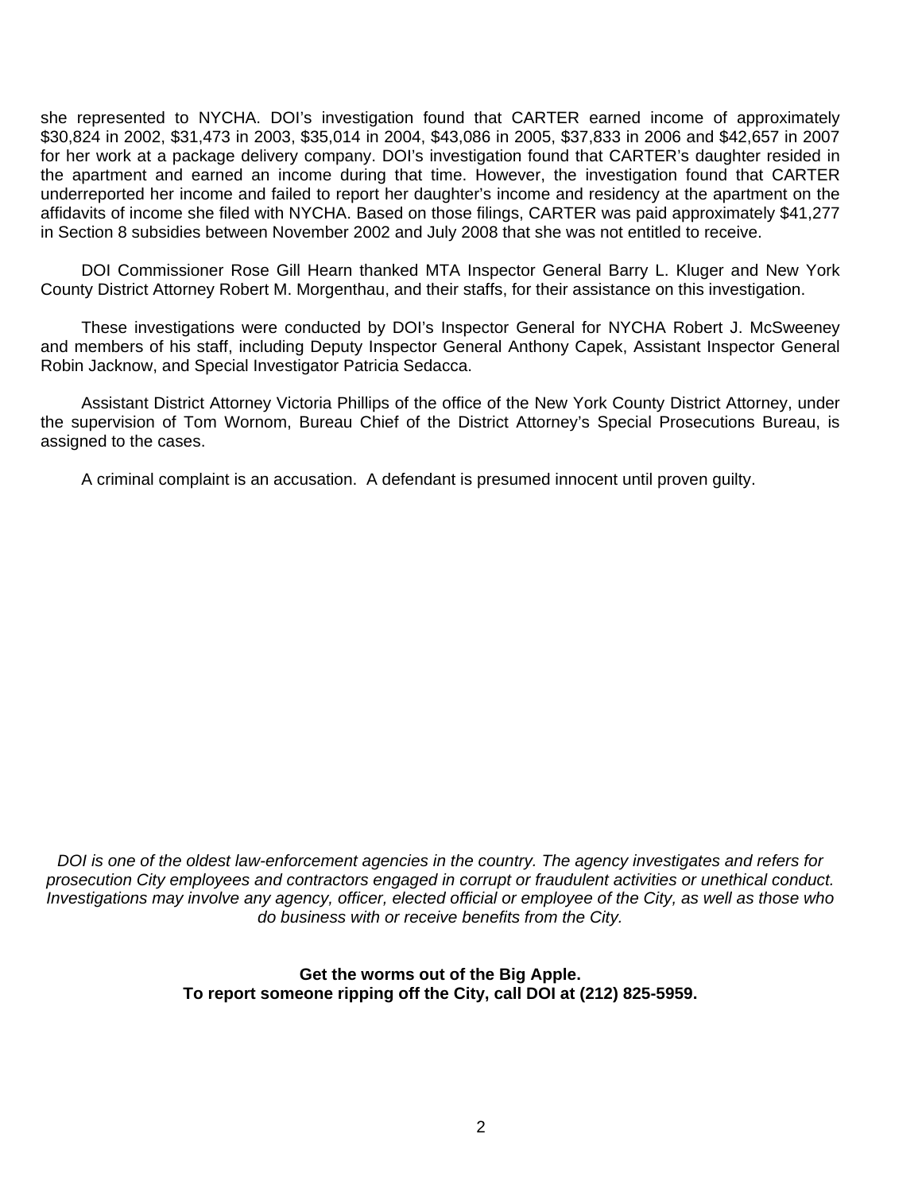she represented to NYCHA. DOI's investigation found that CARTER earned income of approximately $30,824 in 2002, $31,473 in 2003, $35,014 in 2004, $43,086 in 2005, $37,833 in 2006 and $42,657 in 2007 for her work at a package delivery company. DOI's investigation found that CARTER's daughter resided in the apartment and earned an income during that time. However, the investigation found that CARTER underreported her income and failed to report her daughter's income and residency at the apartment on the affidavits of income she filed with NYCHA. Based on those filings, CARTER was paid approximately $41,277 in Section 8 subsidies between November 2002 and July 2008 that she was not entitled to receive.

DOI Commissioner Rose Gill Hearn thanked MTA Inspector General Barry L. Kluger and New York County District Attorney Robert M. Morgenthau, and their staffs, for their assistance on this investigation.

These investigations were conducted by DOI's Inspector General for NYCHA Robert J. McSweeney and members of his staff, including Deputy Inspector General Anthony Capek, Assistant Inspector General Robin Jacknow, and Special Investigator Patricia Sedacca.

Assistant District Attorney Victoria Phillips of the office of the New York County District Attorney, under the supervision of Tom Wornom, Bureau Chief of the District Attorney's Special Prosecutions Bureau, is assigned to the cases.

A criminal complaint is an accusation. A defendant is presumed innocent until proven guilty.

*DOI is one of the oldest law-enforcement agencies in the country. The agency investigates and refers for prosecution City employees and contractors engaged in corrupt or fraudulent activities or unethical conduct. Investigations may involve any agency, officer, elected official or employee of the City, as well as those who do business with or receive benefits from the City.*

**Get the worms out of the Big Apple.**
**To report someone ripping off the City, call DOI at (212) 825-5959.**